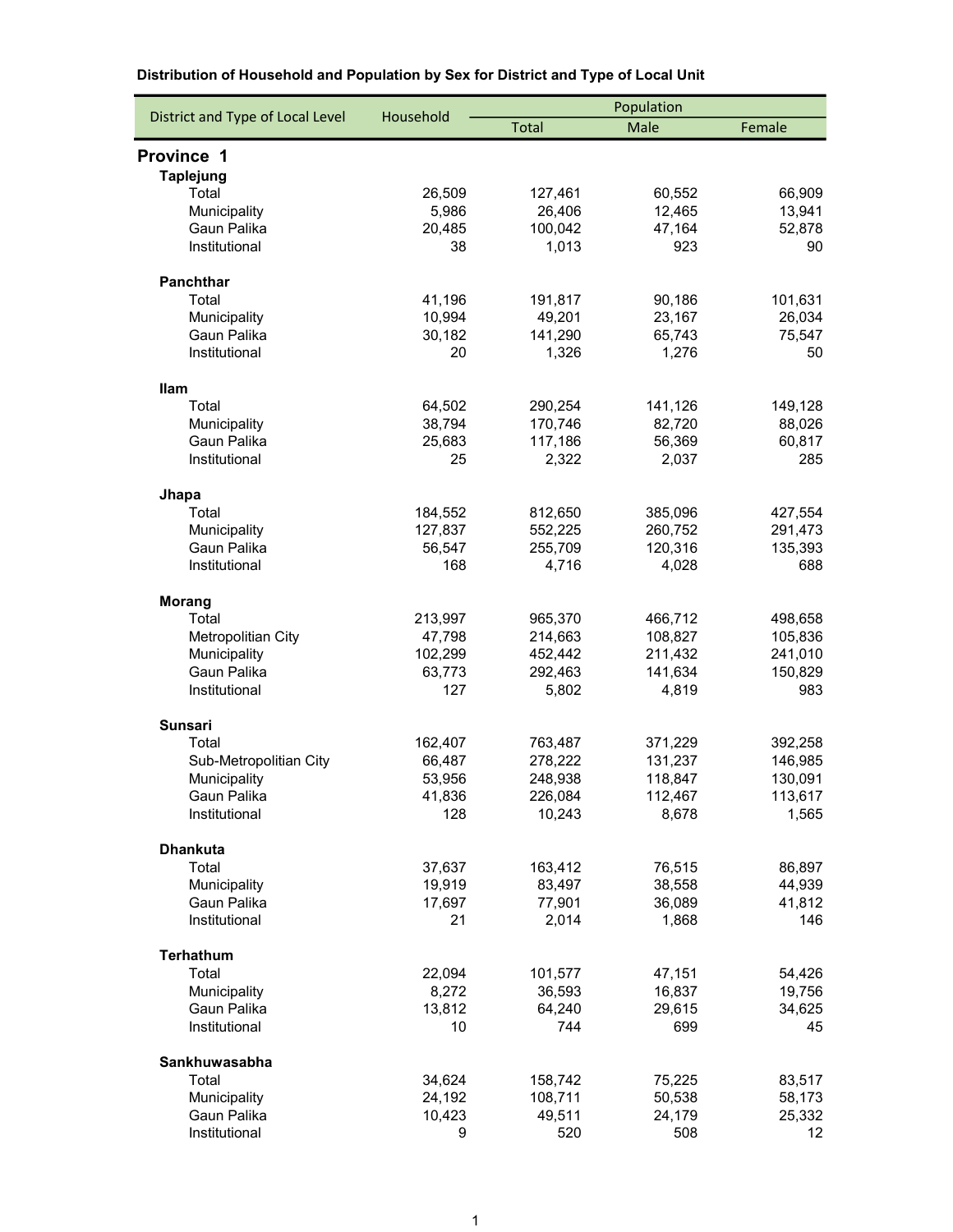**Distribution of Household and Population by Sex for District and Type of Local Unit**

| District and Type of Local Level | Household | Population | | |
|---|---|---|---|---|
| | | Total | Male | Female |
| **Province 1** | | | | |
| **Taplejung** | | | | |
| Total | 26,509 | 127,461 | 60,552 | 66,909 |
| Municipality | 5,986 | 26,406 | 12,465 | 13,941 |
| Gaun Palika | 20,485 | 100,042 | 47,164 | 52,878 |
| Institutional | 38 | 1,013 | 923 | 90 |
| **Panchthar** | | | | |
| Total | 41,196 | 191,817 | 90,186 | 101,631 |
| Municipality | 10,994 | 49,201 | 23,167 | 26,034 |
| Gaun Palika | 30,182 | 141,290 | 65,743 | 75,547 |
| Institutional | 20 | 1,326 | 1,276 | 50 |
| **Ilam** | | | | |
| Total | 64,502 | 290,254 | 141,126 | 149,128 |
| Municipality | 38,794 | 170,746 | 82,720 | 88,026 |
| Gaun Palika | 25,683 | 117,186 | 56,369 | 60,817 |
| Institutional | 25 | 2,322 | 2,037 | 285 |
| **Jhapa** | | | | |
| Total | 184,552 | 812,650 | 385,096 | 427,554 |
| Municipality | 127,837 | 552,225 | 260,752 | 291,473 |
| Gaun Palika | 56,547 | 255,709 | 120,316 | 135,393 |
| Institutional | 168 | 4,716 | 4,028 | 688 |
| **Morang** | | | | |
| Total | 213,997 | 965,370 | 466,712 | 498,658 |
| Metropolitian City | 47,798 | 214,663 | 108,827 | 105,836 |
| Municipality | 102,299 | 452,442 | 211,432 | 241,010 |
| Gaun Palika | 63,773 | 292,463 | 141,634 | 150,829 |
| Institutional | 127 | 5,802 | 4,819 | 983 |
| **Sunsari** | | | | |
| Total | 162,407 | 763,487 | 371,229 | 392,258 |
| Sub-Metropolitian City | 66,487 | 278,222 | 131,237 | 146,985 |
| Municipality | 53,956 | 248,938 | 118,847 | 130,091 |
| Gaun Palika | 41,836 | 226,084 | 112,467 | 113,617 |
| Institutional | 128 | 10,243 | 8,678 | 1,565 |
| **Dhankuta** | | | | |
| Total | 37,637 | 163,412 | 76,515 | 86,897 |
| Municipality | 19,919 | 83,497 | 38,558 | 44,939 |
| Gaun Palika | 17,697 | 77,901 | 36,089 | 41,812 |
| Institutional | 21 | 2,014 | 1,868 | 146 |
| **Terhathum** | | | | |
| Total | 22,094 | 101,577 | 47,151 | 54,426 |
| Municipality | 8,272 | 36,593 | 16,837 | 19,756 |
| Gaun Palika | 13,812 | 64,240 | 29,615 | 34,625 |
| Institutional | 10 | 744 | 699 | 45 |
| **Sankhuwasabha** | | | | |
| Total | 34,624 | 158,742 | 75,225 | 83,517 |
| Municipality | 24,192 | 108,711 | 50,538 | 58,173 |
| Gaun Palika | 10,423 | 49,511 | 24,179 | 25,332 |
| Institutional | 9 | 520 | 508 | 12 |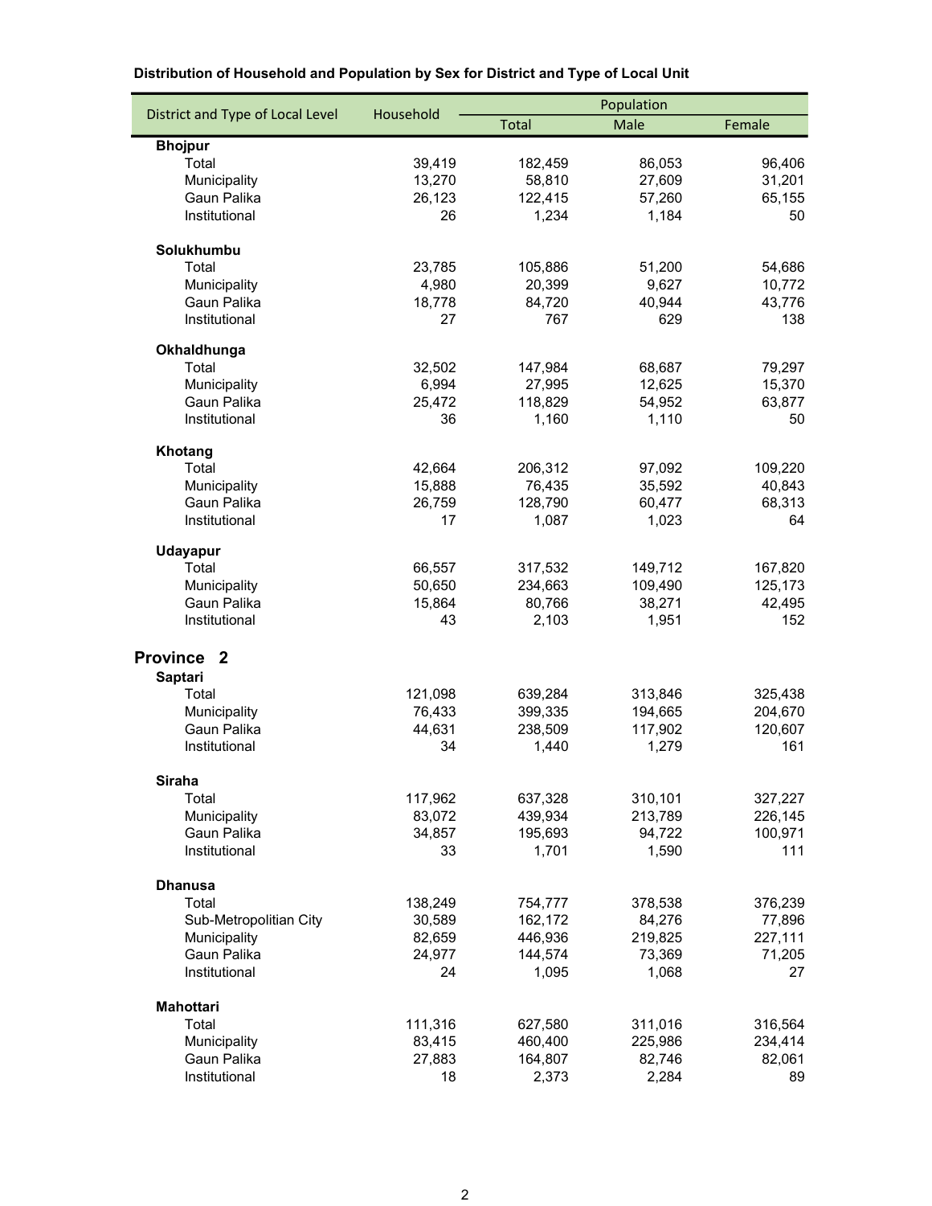**Distribution of Household and Population by Sex for District and Type of Local Unit**

| District and Type of Local Level | Household | Population | | |
|---|---|---|---|---|
| | | Total | Male | Female |
| **Bhojpur** | | | | |
| Total | 39,419 | 182,459 | 86,053 | 96,406 |
| Municipality | 13,270 | 58,810 | 27,609 | 31,201 |
| Gaun Palika | 26,123 | 122,415 | 57,260 | 65,155 |
| Institutional | 26 | 1,234 | 1,184 | 50 |
| **Solukhumbu** | | | | |
| Total | 23,785 | 105,886 | 51,200 | 54,686 |
| Municipality | 4,980 | 20,399 | 9,627 | 10,772 |
| Gaun Palika | 18,778 | 84,720 | 40,944 | 43,776 |
| Institutional | 27 | 767 | 629 | 138 |
| **Okhaldhunga** | | | | |
| Total | 32,502 | 147,984 | 68,687 | 79,297 |
| Municipality | 6,994 | 27,995 | 12,625 | 15,370 |
| Gaun Palika | 25,472 | 118,829 | 54,952 | 63,877 |
| Institutional | 36 | 1,160 | 1,110 | 50 |
| **Khotang** | | | | |
| Total | 42,664 | 206,312 | 97,092 | 109,220 |
| Municipality | 15,888 | 76,435 | 35,592 | 40,843 |
| Gaun Palika | 26,759 | 128,790 | 60,477 | 68,313 |
| Institutional | 17 | 1,087 | 1,023 | 64 |
| **Udayapur** | | | | |
| Total | 66,557 | 317,532 | 149,712 | 167,820 |
| Municipality | 50,650 | 234,663 | 109,490 | 125,173 |
| Gaun Palika | 15,864 | 80,766 | 38,271 | 42,495 |
| Institutional | 43 | 2,103 | 1,951 | 152 |
| **Province 2** | | | | |
| **Saptari** | | | | |
| Total | 121,098 | 639,284 | 313,846 | 325,438 |
| Municipality | 76,433 | 399,335 | 194,665 | 204,670 |
| Gaun Palika | 44,631 | 238,509 | 117,902 | 120,607 |
| Institutional | 34 | 1,440 | 1,279 | 161 |
| **Siraha** | | | | |
| Total | 117,962 | 637,328 | 310,101 | 327,227 |
| Municipality | 83,072 | 439,934 | 213,789 | 226,145 |
| Gaun Palika | 34,857 | 195,693 | 94,722 | 100,971 |
| Institutional | 33 | 1,701 | 1,590 | 111 |
| **Dhanusa** | | | | |
| Total | 138,249 | 754,777 | 378,538 | 376,239 |
| Sub-Metropolitian City | 30,589 | 162,172 | 84,276 | 77,896 |
| Municipality | 82,659 | 446,936 | 219,825 | 227,111 |
| Gaun Palika | 24,977 | 144,574 | 73,369 | 71,205 |
| Institutional | 24 | 1,095 | 1,068 | 27 |
| **Mahottari** | | | | |
| Total | 111,316 | 627,580 | 311,016 | 316,564 |
| Municipality | 83,415 | 460,400 | 225,986 | 234,414 |
| Gaun Palika | 27,883 | 164,807 | 82,746 | 82,061 |
| Institutional | 18 | 2,373 | 2,284 | 89 |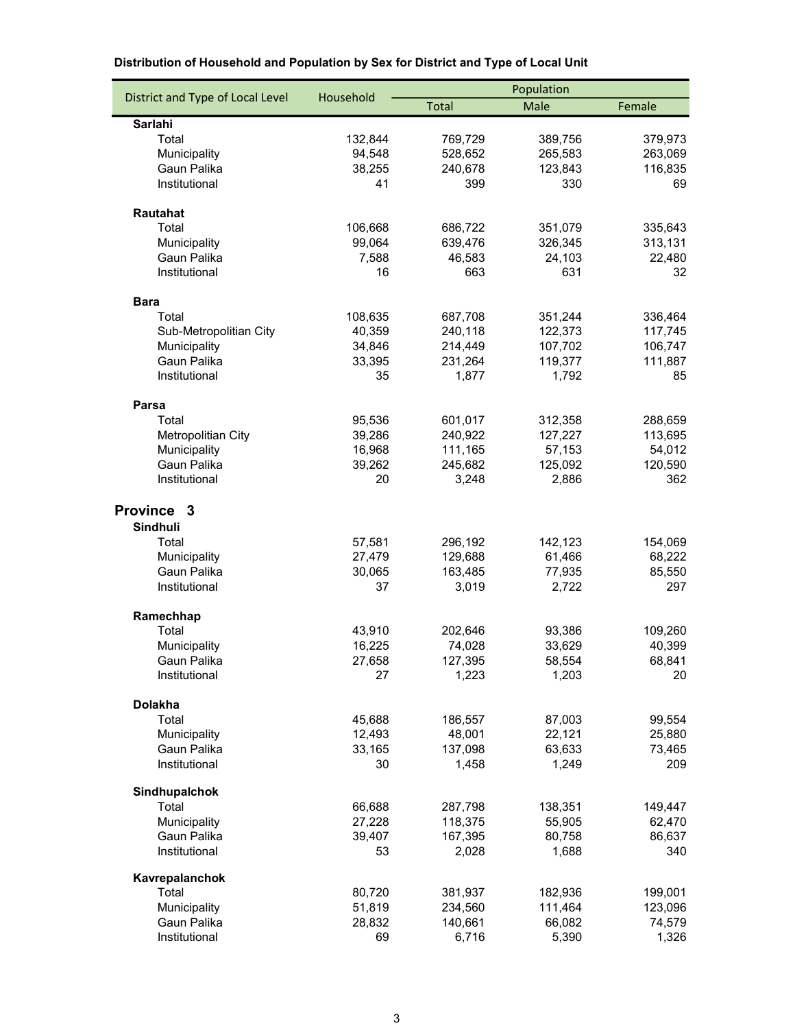**Distribution of Household and Population by Sex for District and Type of Local Unit**

| District and Type of Local Level | Household | Population | | |
|---|---|---|---|---|
| | | Total | Male | Female |
| **Sarlahi** | | | | |
| Total | 132,844 | 769,729 | 389,756 | 379,973 |
| Municipality | 94,548 | 528,652 | 265,583 | 263,069 |
| Gaun Palika | 38,255 | 240,678 | 123,843 | 116,835 |
| Institutional | 41 | 399 | 330 | 69 |
| **Rautahat** | | | | |
| Total | 106,668 | 686,722 | 351,079 | 335,643 |
| Municipality | 99,064 | 639,476 | 326,345 | 313,131 |
| Gaun Palika | 7,588 | 46,583 | 24,103 | 22,480 |
| Institutional | 16 | 663 | 631 | 32 |
| **Bara** | | | | |
| Total | 108,635 | 687,708 | 351,244 | 336,464 |
| Sub-Metropolitian City | 40,359 | 240,118 | 122,373 | 117,745 |
| Municipality | 34,846 | 214,449 | 107,702 | 106,747 |
| Gaun Palika | 33,395 | 231,264 | 119,377 | 111,887 |
| Institutional | 35 | 1,877 | 1,792 | 85 |
| **Parsa** | | | | |
| Total | 95,536 | 601,017 | 312,358 | 288,659 |
| Metropolitian City | 39,286 | 240,922 | 127,227 | 113,695 |
| Municipality | 16,968 | 111,165 | 57,153 | 54,012 |
| Gaun Palika | 39,262 | 245,682 | 125,092 | 120,590 |
| Institutional | 20 | 3,248 | 2,886 | 362 |
| **Province 3** | | | | |
| **Sindhuli** | | | | |
| Total | 57,581 | 296,192 | 142,123 | 154,069 |
| Municipality | 27,479 | 129,688 | 61,466 | 68,222 |
| Gaun Palika | 30,065 | 163,485 | 77,935 | 85,550 |
| Institutional | 37 | 3,019 | 2,722 | 297 |
| **Ramechhap** | | | | |
| Total | 43,910 | 202,646 | 93,386 | 109,260 |
| Municipality | 16,225 | 74,028 | 33,629 | 40,399 |
| Gaun Palika | 27,658 | 127,395 | 58,554 | 68,841 |
| Institutional | 27 | 1,223 | 1,203 | 20 |
| **Dolakha** | | | | |
| Total | 45,688 | 186,557 | 87,003 | 99,554 |
| Municipality | 12,493 | 48,001 | 22,121 | 25,880 |
| Gaun Palika | 33,165 | 137,098 | 63,633 | 73,465 |
| Institutional | 30 | 1,458 | 1,249 | 209 |
| **Sindhupalchok** | | | | |
| Total | 66,688 | 287,798 | 138,351 | 149,447 |
| Municipality | 27,228 | 118,375 | 55,905 | 62,470 |
| Gaun Palika | 39,407 | 167,395 | 80,758 | 86,637 |
| Institutional | 53 | 2,028 | 1,688 | 340 |
| **Kavrepalanchok** | | | | |
| Total | 80,720 | 381,937 | 182,936 | 199,001 |
| Municipality | 51,819 | 234,560 | 111,464 | 123,096 |
| Gaun Palika | 28,832 | 140,661 | 66,082 | 74,579 |
| Institutional | 69 | 6,716 | 5,390 | 1,326 |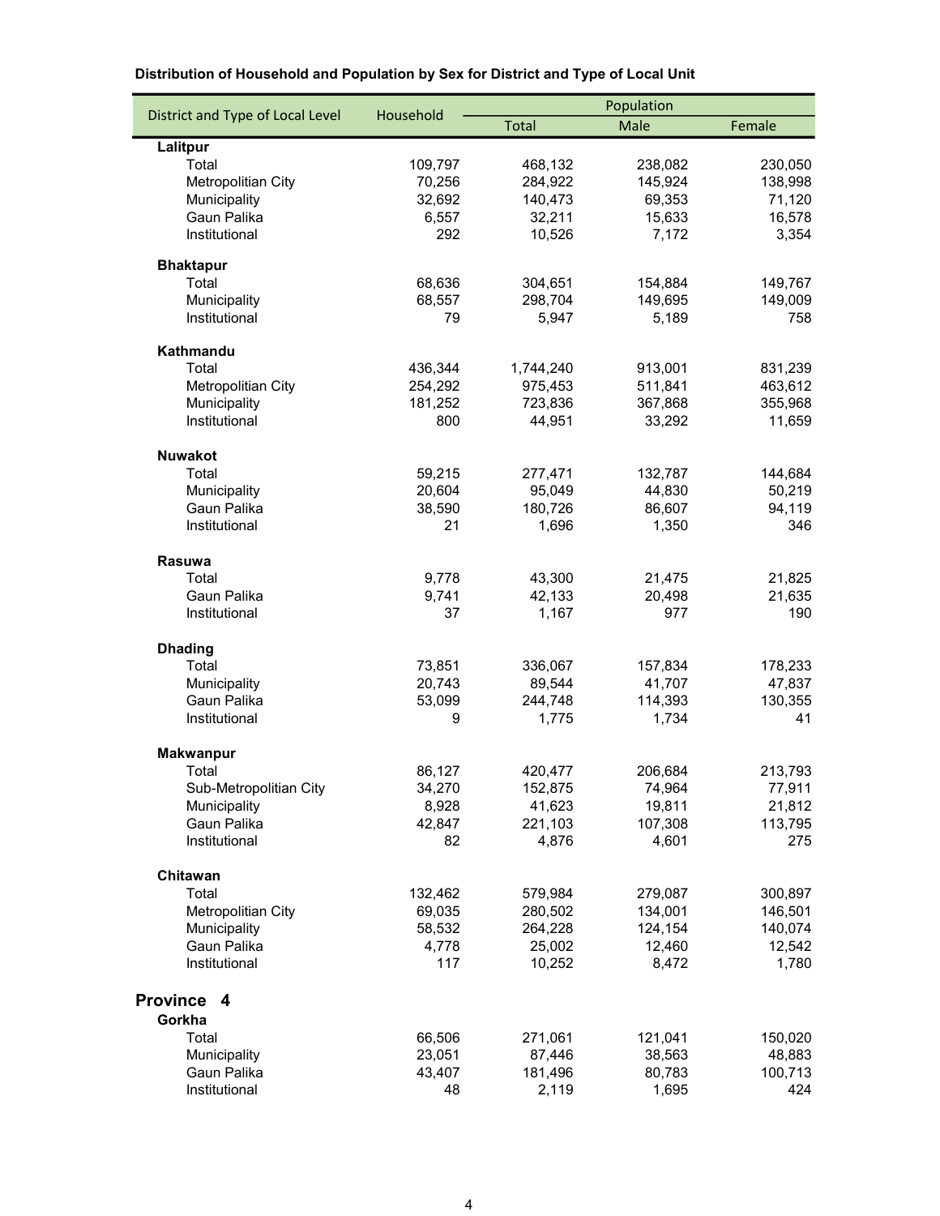**Distribution of Household and Population by Sex for District and Type of Local Unit**

| District and Type of Local Level | Household | Population | | |
|---|---|---|---|---|
| | | Total | Male | Female |
| **Lalitpur** | | | | |
| Total | 109,797 | 468,132 | 238,082 | 230,050 |
| Metropolitian City | 70,256 | 284,922 | 145,924 | 138,998 |
| Municipality | 32,692 | 140,473 | 69,353 | 71,120 |
| Gaun Palika | 6,557 | 32,211 | 15,633 | 16,578 |
| Institutional | 292 | 10,526 | 7,172 | 3,354 |
| **Bhaktapur** | | | | |
| Total | 68,636 | 304,651 | 154,884 | 149,767 |
| Municipality | 68,557 | 298,704 | 149,695 | 149,009 |
| Institutional | 79 | 5,947 | 5,189 | 758 |
| **Kathmandu** | | | | |
| Total | 436,344 | 1,744,240 | 913,001 | 831,239 |
| Metropolitian City | 254,292 | 975,453 | 511,841 | 463,612 |
| Municipality | 181,252 | 723,836 | 367,868 | 355,968 |
| Institutional | 800 | 44,951 | 33,292 | 11,659 |
| **Nuwakot** | | | | |
| Total | 59,215 | 277,471 | 132,787 | 144,684 |
| Municipality | 20,604 | 95,049 | 44,830 | 50,219 |
| Gaun Palika | 38,590 | 180,726 | 86,607 | 94,119 |
| Institutional | 21 | 1,696 | 1,350 | 346 |
| **Rasuwa** | | | | |
| Total | 9,778 | 43,300 | 21,475 | 21,825 |
| Gaun Palika | 9,741 | 42,133 | 20,498 | 21,635 |
| Institutional | 37 | 1,167 | 977 | 190 |
| **Dhading** | | | | |
| Total | 73,851 | 336,067 | 157,834 | 178,233 |
| Municipality | 20,743 | 89,544 | 41,707 | 47,837 |
| Gaun Palika | 53,099 | 244,748 | 114,393 | 130,355 |
| Institutional | 9 | 1,775 | 1,734 | 41 |
| **Makwanpur** | | | | |
| Total | 86,127 | 420,477 | 206,684 | 213,793 |
| Sub-Metropolitian City | 34,270 | 152,875 | 74,964 | 77,911 |
| Municipality | 8,928 | 41623 | 19,811 | 21,812 |
| Gaun Palika | 42,847 | 221,103 | 107,308 | 113,795 |
| Institutional | 82 | 4,876 | 4,601 | 275 |
| **Chitawan** | | | | |
| Total | 132,462 | 579,984 | 279,087 | 300,897 |
| Metropolitian City | 69,035 | 280,502 | 134,001 | 146,501 |
| Municipality | 58,532 | 264,228 | 124,154 | 140,074 |
| Gaun Palika | 4,778 | 25,002 | 12,460 | 12,542 |
| Institutional | 117 | 10,252 | 8,472 | 1,780 |
| **Province 4** | | | | |
| **Gorkha** | | | | |
| Total | 66,506 | 271,061 | 121,041 | 150,020 |
| Municipality | 23,051 | 87,446 | 38,563 | 48,883 |
| Gaun Palika | 43,407 | 181,496 | 80,783 | 100,713 |
| Institutional | 48 | 2,119 | 1,695 | 424 |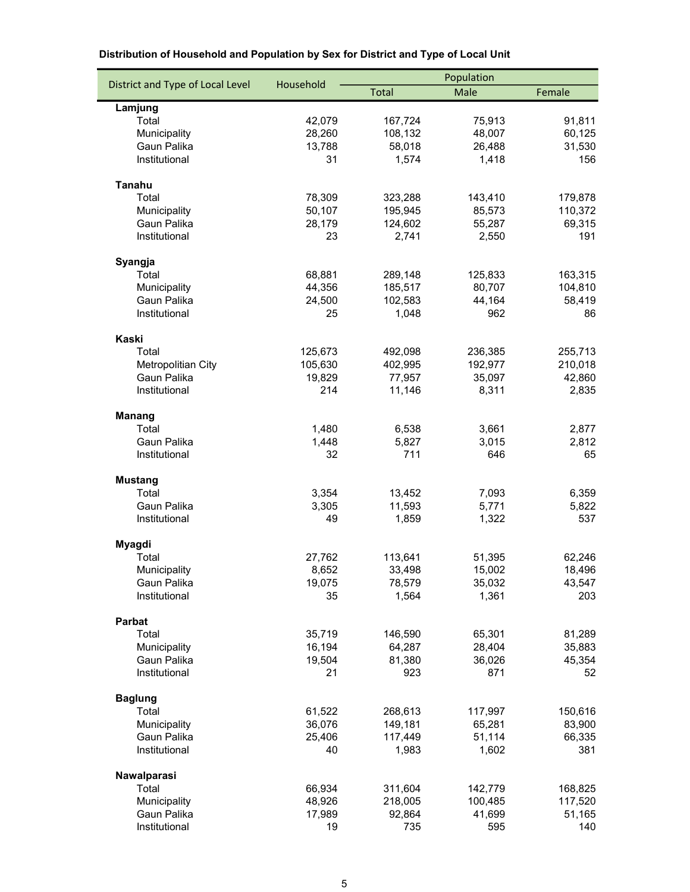**Distribution of Household and Population by Sex for District and Type of Local Unit**

| District and Type of Local Level | Household | Population | | |
|---|---|---|---|---|
| | | Total | Male | Female |
| **Lamjung** | | | | |
| Total | 42,079 | 167,724 | 75,913 | 91,811 |
| Municipality | 28,260 | 108,132 | 48,007 | 60,125 |
| Gaun Palika | 13,788 | 58,018 | 26,488 | 31,530 |
| Institutional | 31 | 1,574 | 1,418 | 156 |
| **Tanahu** | | | | |
| Total | 78,309 | 323,288 | 143,410 | 179,878 |
| Municipality | 50,107 | 195,945 | 85,573 | 110,372 |
| Gaun Palika | 28,179 | 124,602 | 55,287 | 69,315 |
| Institutional | 23 | 2,741 | 2,550 | 191 |
| **Syangja** | | | | |
| Total | 68,881 | 289,148 | 125,833 | 163,315 |
| Municipality | 44,356 | 185,517 | 80,707 | 104,810 |
| Gaun Palika | 24,500 | 102,583 | 44,164 | 58,419 |
| Institutional | 25 | 1,048 | 962 | 86 |
| **Kaski** | | | | |
| Total | 125,673 | 492,098 | 236,385 | 255,713 |
| Metropolitian City | 105,630 | 402,995 | 192,977 | 210,018 |
| Gaun Palika | 19,829 | 77,957 | 35,097 | 42,860 |
| Institutional | 214 | 11,146 | 8,311 | 2,835 |
| **Manang** | | | | |
| Total | 1,480 | 6,538 | 3,661 | 2,877 |
| Gaun Palika | 1,448 | 5,827 | 3,015 | 2,812 |
| Institutional | 32 | 711 | 646 | 65 |
| **Mustang** | | | | |
| Total | 3,354 | 13,452 | 7,093 | 6,359 |
| Gaun Palika | 3,305 | 11,593 | 5,771 | 5,822 |
| Institutional | 49 | 1,859 | 1,322 | 537 |
| **Myagdi** | | | | |
| Total | 27,762 | 113,641 | 51,395 | 62,246 |
| Municipality | 8,652 | 33,498 | 15,002 | 18,496 |
| Gaun Palika | 19,075 | 78,579 | 35,032 | 43,547 |
| Institutional | 35 | 1,564 | 1,361 | 203 |
| **Parbat** | | | | |
| Total | 35,719 | 146,590 | 65,301 | 81,289 |
| Municipality | 16,194 | 64,287 | 28,404 | 35,883 |
| Gaun Palika | 19,504 | 81,380 | 36,026 | 45,354 |
| Institutional | 21 | 923 | 871 | 52 |
| **Baglung** | | | | |
| Total | 61,522 | 268,613 | 117,997 | 150,616 |
| Municipality | 36,076 | 149,181 | 65,281 | 83,900 |
| Gaun Palika | 25,406 | 117,449 | 51,114 | 66,335 |
| Institutional | 40 | 1,983 | 1,602 | 381 |
| **Nawalparasi** | | | | |
| Total | 66,934 | 311,604 | 142,779 | 168,825 |
| Municipality | 48,926 | 218,005 | 100,485 | 117,520 |
| Gaun Palika | 17,989 | 92,864 | 41,699 | 51,165 |
| Institutional | 19 | 735 | 595 | 140 |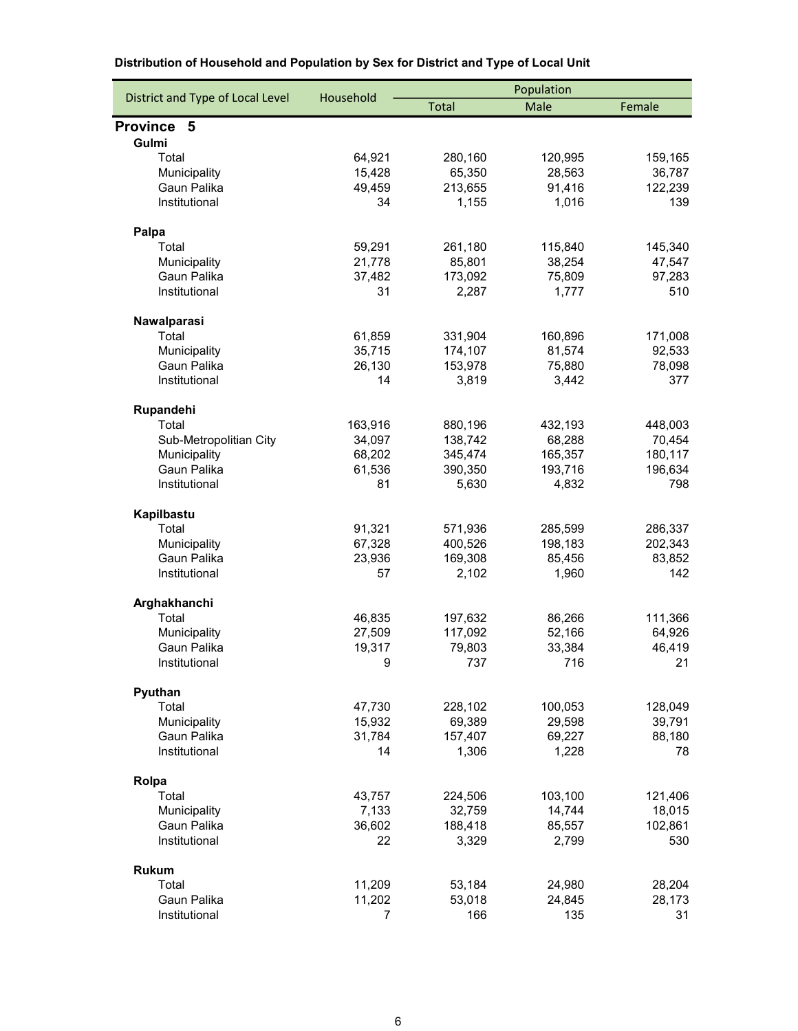**Distribution of Household and Population by Sex for District and Type of Local Unit**

| District and Type of Local Level | Household | Population | | |
|---|---|---|---|---|
| | | Total | Male | Female |
| **Province 5** | | | | |
| **Gulmi** | | | | |
| Total | 64,921 | 280,160 | 120,995 | 159,165 |
| Municipality | 15,428 | 65,350 | 28,563 | 36,787 |
| Gaun Palika | 49,459 | 213,655 | 91,416 | 122,239 |
| Institutional | 34 | 1,155 | 1,016 | 139 |
| **Palpa** | | | | |
| Total | 59,291 | 261,180 | 115,840 | 145,340 |
| Municipality | 21,778 | 85,801 | 38,254 | 47,547 |
| Gaun Palika | 37,482 | 173,092 | 75,809 | 97,283 |
| Institutional | 31 | 2,287 | 1,777 | 510 |
| **Nawalparasi** | | | | |
| Total | 61,859 | 331,904 | 160,896 | 171,008 |
| Municipality | 35,715 | 174,107 | 81,574 | 92,533 |
| Gaun Palika | 26,130 | 153,978 | 75,880 | 78,098 |
| Institutional | 14 | 3,819 | 3,442 | 377 |
| **Rupandehi** | | | | |
| Total | 163,916 | 880,196 | 432,193 | 448,003 |
| Sub-Metropolitian City | 34,097 | 138,742 | 68,288 | 70,454 |
| Municipality | 68,202 | 345,474 | 165,357 | 180,117 |
| Gaun Palika | 61,536 | 390,350 | 193,716 | 196,634 |
| Institutional | 81 | 5,630 | 4,832 | 798 |
| **Kapilbastu** | | | | |
| Total | 91,321 | 571,936 | 285,599 | 286,337 |
| Municipality | 67,328 | 400,526 | 198,183 | 202,343 |
| Gaun Palika | 23,936 | 169,308 | 85,456 | 83,852 |
| Institutional | 57 | 2,102 | 1,960 | 142 |
| **Arghakhanchi** | | | | |
| Total | 46,835 | 197,632 | 86,266 | 111,366 |
| Municipality | 27,509 | 117,092 | 52,166 | 64,926 |
| Gaun Palika | 19,317 | 79,803 | 33,384 | 46,419 |
| Institutional | 9 | 737 | 716 | 21 |
| **Pyuthan** | | | | |
| Total | 47,730 | 228,102 | 100,053 | 128,049 |
| Municipality | 15,932 | 69,389 | 29,598 | 39,791 |
| Gaun Palika | 31,784 | 157,407 | 69,227 | 88,180 |
| Institutional | 14 | 1,306 | 1,228 | 78 |
| **Rolpa** | | | | |
| Total | 43,757 | 224,506 | 103,100 | 121,406 |
| Municipality | 7,133 | 32,759 | 14,744 | 18,015 |
| Gaun Palika | 36,602 | 188,418 | 85,557 | 102,861 |
| Institutional | 22 | 3,329 | 2,799 | 530 |
| **Rukum** | | | | |
| Total | 11,209 | 53,184 | 24,980 | 28,204 |
| Gaun Palika | 11,202 | 53,018 | 24,845 | 28,173 |
| Institutional | 7 | 166 | 135 | 31 |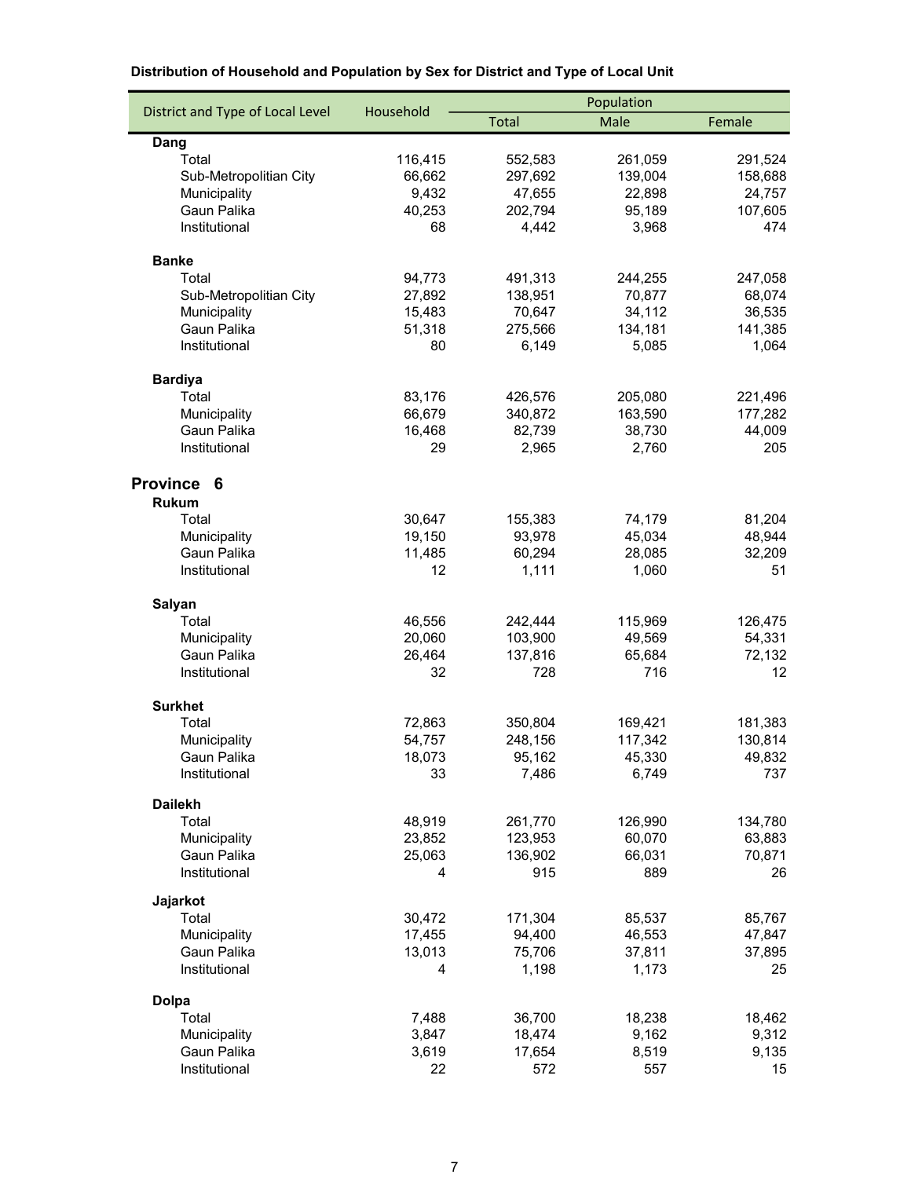**Distribution of Household and Population by Sex for District and Type of Local Unit**

| District and Type of Local Level | Household | Population | | |
|---|---|---|---|---|
| | | Total | Male | Female |
| **Dang** | | | | |
| Total | 116,415 | 552,583 | 261,059 | 291,524 |
| Sub-Metropolitian City | 66,662 | 297,692 | 139,004 | 158,688 |
| Municipality | 9,432 | 47,655 | 22,898 | 24,757 |
| Gaun Palika | 40,253 | 202,794 | 95,189 | 107,605 |
| Institutional | 68 | 4,442 | 3,968 | 474 |
| **Banke** | | | | |
| Total | 94,773 | 491,313 | 244,255 | 247,058 |
| Sub-Metropolitian City | 27,892 | 138,951 | 70,877 | 68,074 |
| Municipality | 15,483 | 70,647 | 34,112 | 36,535 |
| Gaun Palika | 51,318 | 275,566 | 134,181 | 141,385 |
| Institutional | 80 | 6,149 | 5,085 | 1,064 |
| **Bardiya** | | | | |
| Total | 83,176 | 426,576 | 205,080 | 221,496 |
| Municipality | 66,679 | 340,872 | 163,590 | 177,282 |
| Gaun Palika | 16,468 | 82,739 | 38,730 | 44,009 |
| Institutional | 29 | 2,965 | 2,760 | 205 |
| **Province 6** | | | | |
| **Rukum** | | | | |
| Total | 30,647 | 155,383 | 74,179 | 81,204 |
| Municipality | 19,150 | 93,978 | 45,034 | 48,944 |
| Gaun Palika | 11,485 | 60,294 | 28,085 | 32,209 |
| Institutional | 12 | 1,111 | 1,060 | 51 |
| **Salyan** | | | | |
| Total | 46,556 | 242,444 | 115,969 | 126,475 |
| Municipality | 20,060 | 103,900 | 49,569 | 54,331 |
| Gaun Palika | 26,464 | 137,816 | 65,684 | 72,132 |
| Institutional | 32 | 728 | 716 | 12 |
| **Surkhet** | | | | |
| Total | 72,863 | 350,804 | 169,421 | 181,383 |
| Municipality | 54,757 | 248,156 | 117,342 | 130,814 |
| Gaun Palika | 18,073 | 95,162 | 45,330 | 49,832 |
| Institutional | 33 | 7,486 | 6,749 | 737 |
| **Dailekh** | | | | |
| Total | 48,919 | 261,770 | 126,990 | 134,780 |
| Municipality | 23,852 | 123,953 | 60,070 | 63,883 |
| Gaun Palika | 25,063 | 136,902 | 66,031 | 70,871 |
| Institutional | 4 | 915 | 889 | 26 |
| **Jajarkot** | | | | |
| Total | 30,472 | 171,304 | 85,537 | 85,767 |
| Municipality | 17,455 | 94,400 | 46,553 | 47,847 |
| Gaun Palika | 13,013 | 75,706 | 37,811 | 37,895 |
| Institutional | 4 | 1,198 | 1,173 | 25 |
| **Dolpa** | | | | |
| Total | 7,488 | 36,700 | 18,238 | 18,462 |
| Municipality | 3,847 | 18,474 | 9,162 | 9,312 |
| Gaun Palika | 3,619 | 17,654 | 8,519 | 9,135 |
| Institutional | 22 | 572 | 557 | 15 |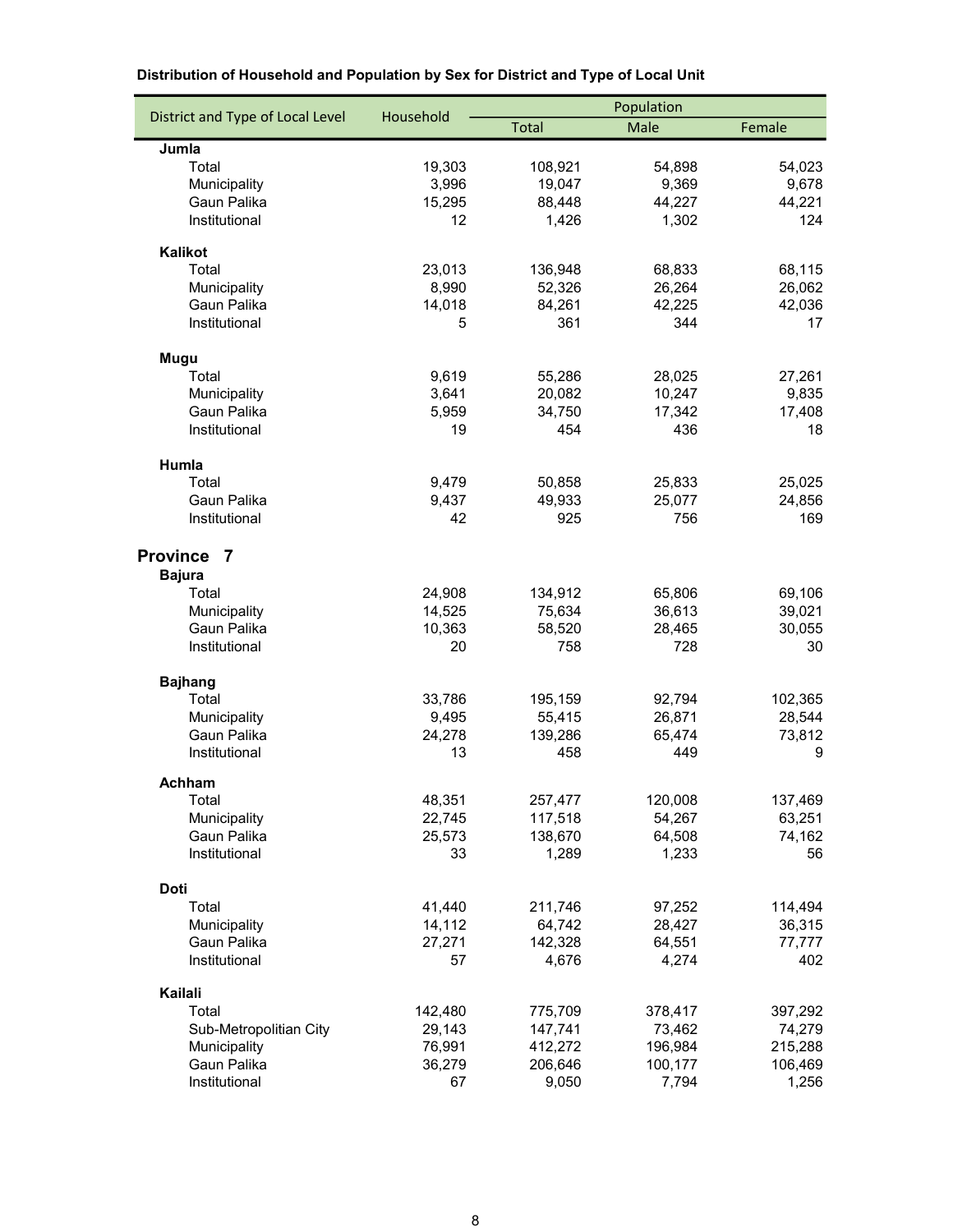**Distribution of Household and Population by Sex for District and Type of Local Unit**

| District and Type of Local Level | Household | Population | | |
|---|---|---|---|---|
| | | Total | Male | Female |
| **Jumla** | | | | |
| Total | 19,303 | 108,921 | 54,898 | 54,023 |
| Municipality | 3,996 | 19,047 | 9,369 | 9,678 |
| Gaun Palika | 15,295 | 88,448 | 44,227 | 44,221 |
| Institutional | 12 | 1,426 | 1,302 | 124 |
| **Kalikot** | | | | |
| Total | 23,013 | 136,948 | 68,833 | 68,115 |
| Municipality | 8,990 | 52,326 | 26,264 | 26,062 |
| Gaun Palika | 14,018 | 84,261 | 42,225 | 42,036 |
| Institutional | 5 | 361 | 344 | 17 |
| **Mugu** | | | | |
| Total | 9,619 | 55,286 | 28,025 | 27,261 |
| Municipality | 3,641 | 20,082 | 10,247 | 9,835 |
| Gaun Palika | 5,959 | 34,750 | 17,342 | 17,408 |
| Institutional | 19 | 454 | 436 | 18 |
| **Humla** | | | | |
| Total | 9,479 | 50,858 | 25,833 | 25,025 |
| Gaun Palika | 9,437 | 49,933 | 25,077 | 24,856 |
| Institutional | 42 | 925 | 756 | 169 |
| **Province 7** | | | | |
| **Bajura** | | | | |
| Total | 24,908 | 134,912 | 65,806 | 69,106 |
| Municipality | 14,525 | 75,634 | 36,613 | 39,021 |
| Gaun Palika | 10,363 | 58,520 | 28,465 | 30,055 |
| Institutional | 20 | 758 | 728 | 30 |
| **Bajhang** | | | | |
| Total | 33,786 | 195,159 | 92,794 | 102,365 |
| Municipality | 9,495 | 55,415 | 26,871 | 28,544 |
| Gaun Palika | 24,278 | 139,286 | 65,474 | 73,812 |
| Institutional | 13 | 458 | 449 | 9 |
| **Achham** | | | | |
| Total | 48,351 | 257,477 | 120,008 | 137,469 |
| Municipality | 22,745 | 117,518 | 54,267 | 63,251 |
| Gaun Palika | 25,573 | 138,670 | 64,508 | 74,162 |
| Institutional | 33 | 1,289 | 1,233 | 56 |
| **Doti** | | | | |
| Total | 41,440 | 211,746 | 97,252 | 114,494 |
| Municipality | 14,112 | 64,742 | 28,427 | 36,315 |
| Gaun Palika | 27,271 | 142,328 | 64,551 | 77,777 |
| Institutional | 57 | 4,676 | 4,274 | 402 |
| **Kailali** | | | | |
| Total | 142,480 | 775,709 | 378,417 | 397,292 |
| Sub-Metropolitian City | 29,143 | 147,741 | 73,462 | 74,279 |
| Municipality | 76,991 | 412,272 | 196,984 | 215,288 |
| Gaun Palika | 36,279 | 206,646 | 100,177 | 106,469 |
| Institutional | 67 | 9,050 | 7,794 | 1,256 |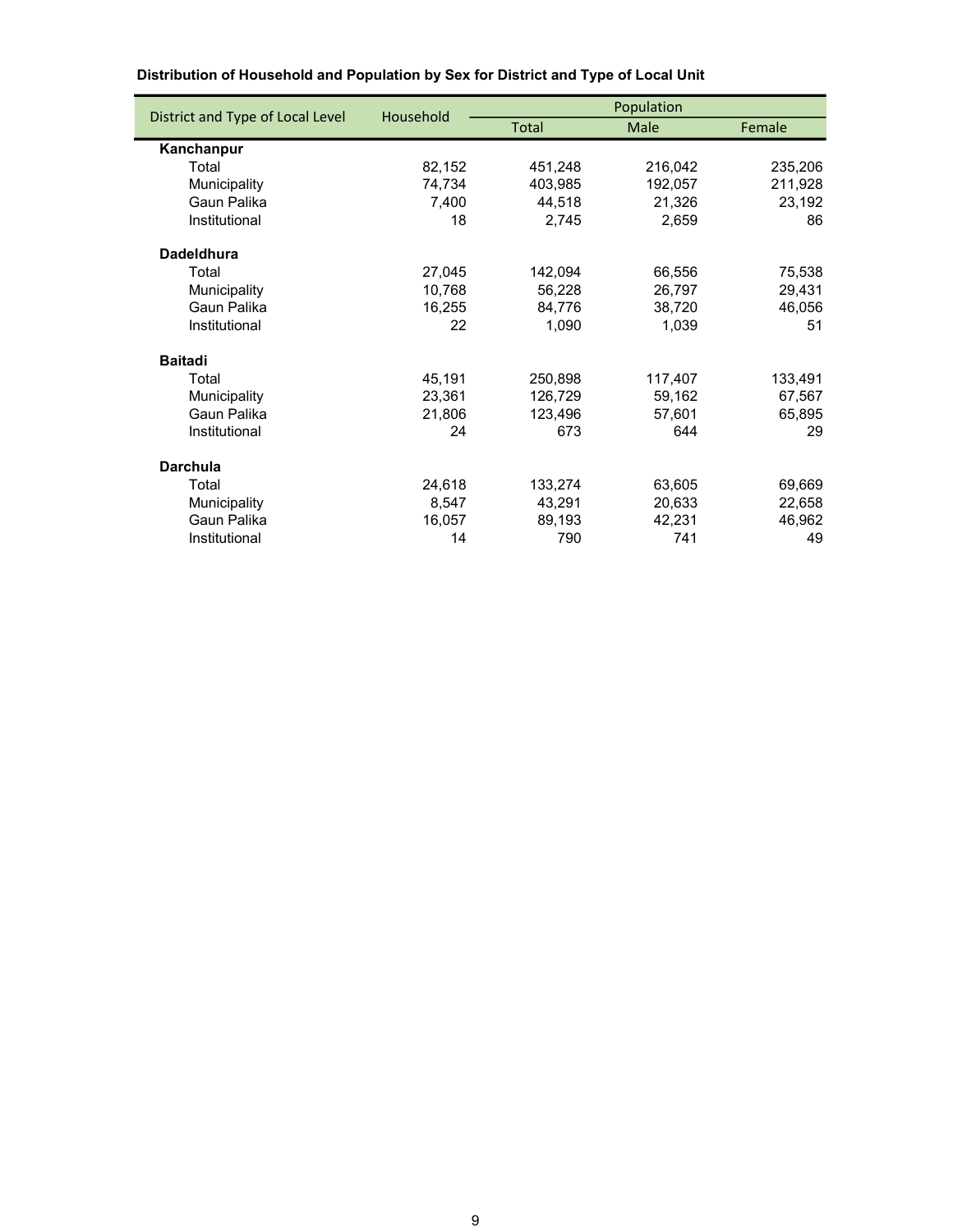**Distribution of Household and Population by Sex for District and Type of Local Unit**

| District and Type of Local Level | Household | Population | | |
|---|---|---|---|---|
| | | Total | Male | Female |
| **Kanchanpur** | | | | |
| Total | 82,152 | 451,248 | 216,042 | 235,206 |
| Municipality | 74,734 | 403,985 | 192,057 | 211,928 |
| Gaun Palika | 7,400 | 44,518 | 21,326 | 23,192 |
| Institutional | 18 | 2,745 | 2,659 | 86 |
| **Dadeldhura** | | | | |
| Total | 27,045 | 142,094 | 66,556 | 75,538 |
| Municipality | 10,768 | 56,228 | 26,797 | 29,431 |
| Gaun Palika | 16,255 | 84,776 | 38,720 | 46,056 |
| Institutional | 22 | 1,090 | 1,039 | 51 |
| **Baitadi** | | | | |
| Total | 45,191 | 250,898 | 117,407 | 133,491 |
| Municipality | 23,361 | 126,729 | 59,162 | 67,567 |
| Gaun Palika | 21,806 | 123,496 | 57,601 | 65,895 |
| Institutional | 24 | 673 | 644 | 29 |
| **Darchula** | | | | |
| Total | 24,618 | 133,274 | 63,605 | 69,669 |
| Municipality | 8,547 | 43,291 | 20,633 | 22,658 |
| Gaun Palika | 16,057 | 89,193 | 42,231 | 46,962 |
| Institutional | 14 | 790 | 741 | 49 |